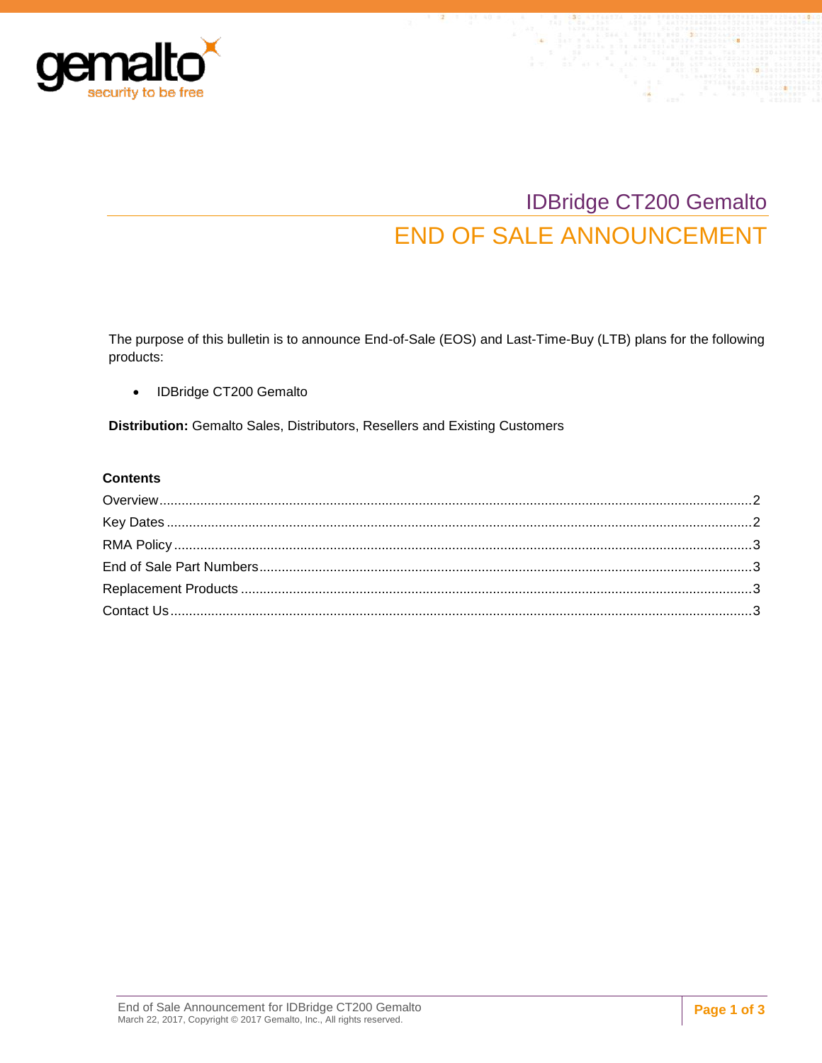# IDBridge CT200 Gemalto

# END OF SALE ANNOUNCEMENT

The purpose of this bulletin is to announce End-of-Sale (EOS) and Last-Time-Buy (LTB) plans for the following products:

- IDBridge CT200 Gemalto

**Distribution:** Gemalto Sales, Distributors, Resellers and Existing Customers

**Contents**

Overview.....2
Key Dates.....2
RMA Policy.....3
End of Sale Part Numbers.....3
Replacement Products.....3
Contact Us.....3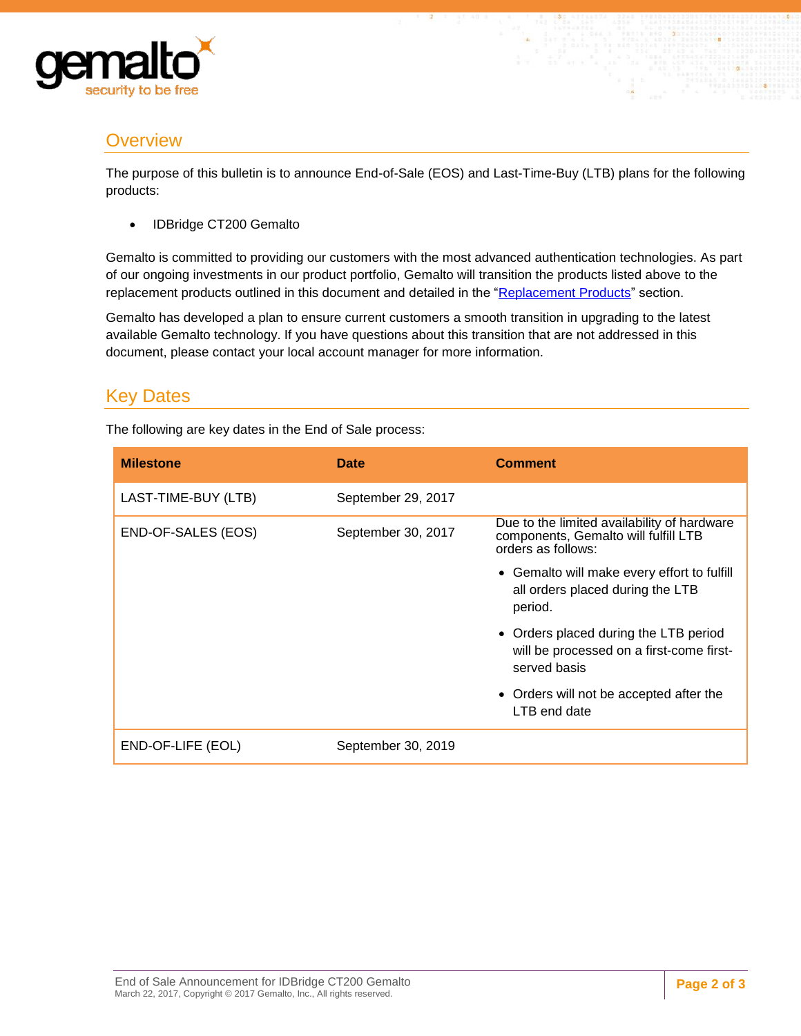## Overview

The purpose of this bulletin is to announce End-of-Sale (EOS) and Last-Time-Buy (LTB) plans for the following products:

- IDBridge CT200 Gemalto

Gemalto is committed to providing our customers with the most advanced authentication technologies. As part of our ongoing investments in our product portfolio, Gemalto will transition the products listed above to the replacement products outlined in this document and detailed in the "Replacement Products" section.

Gemalto has developed a plan to ensure current customers a smooth transition in upgrading to the latest available Gemalto technology. If you have questions about this transition that are not addressed in this document, please contact your local account manager for more information.

## Key Dates

The following are key dates in the End of Sale process:

| Milestone | Date | Comment |
|---|---|---|
| LAST-TIME-BUY (LTB) | September 29, 2017 | |
| END-OF-SALES (EOS) | September 30, 2017 | Due to the limited availability of hardware components, Gemalto will fulfill LTB orders as follows: • Gemalto will make every effort to fulfill all orders placed during the LTB period. • Orders placed during the LTB period will be processed on a first-come first-served basis • Orders will not be accepted after the LTB end date |
| END-OF-LIFE (EOL) | September 30, 2019 | |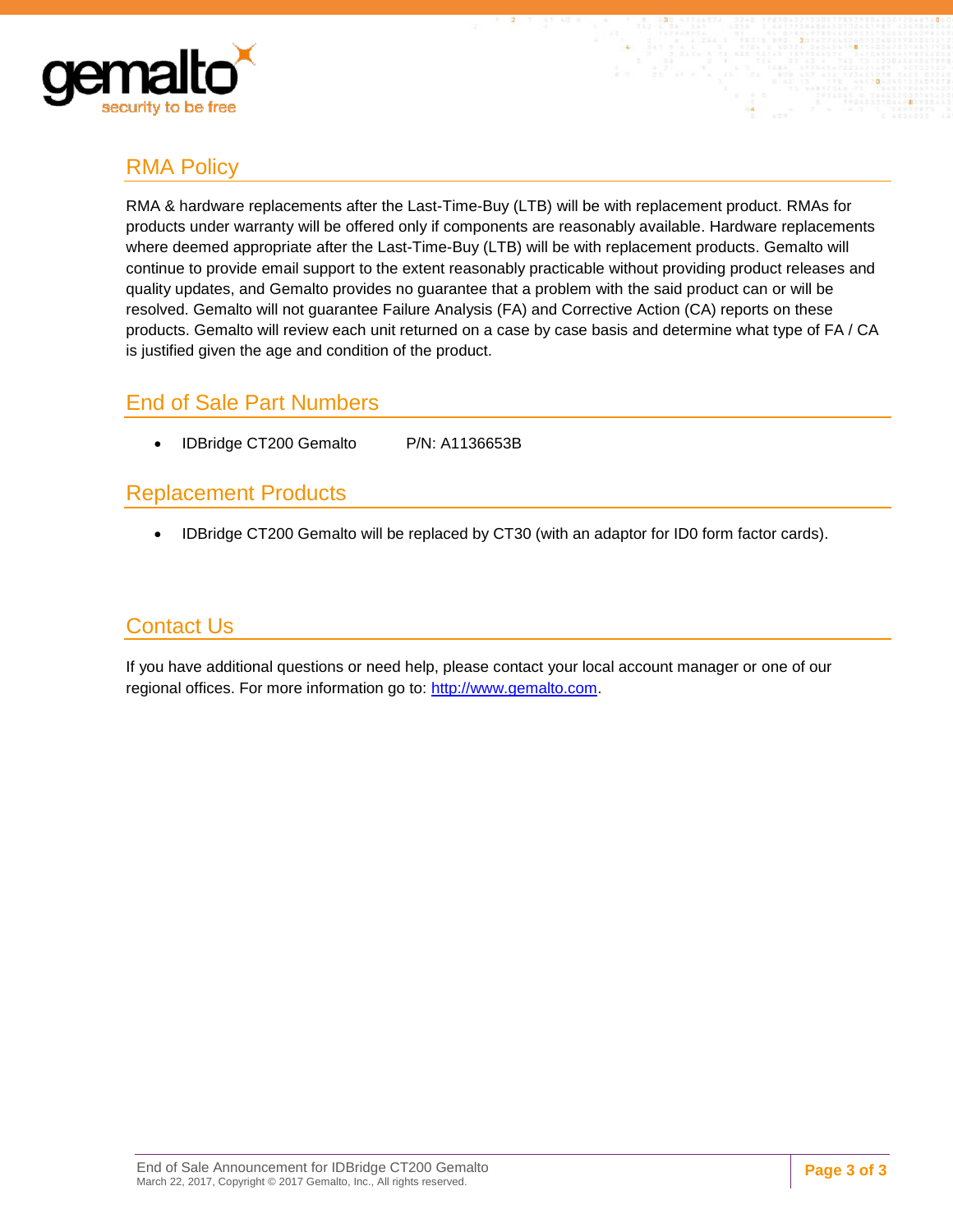## RMA Policy

RMA & hardware replacements after the Last-Time-Buy (LTB) will be with replacement product. RMAs for products under warranty will be offered only if components are reasonably available. Hardware replacements where deemed appropriate after the Last-Time-Buy (LTB) will be with replacement products. Gemalto will continue to provide email support to the extent reasonably practicable without providing product releases and quality updates, and Gemalto provides no guarantee that a problem with the said product can or will be resolved. Gemalto will not guarantee Failure Analysis (FA) and Corrective Action (CA) reports on these products. Gemalto will review each unit returned on a case by case basis and determine what type of FA / CA is justified given the age and condition of the product.

## End of Sale Part Numbers

- IDBridge CT200 Gemalto    P/N: A1136653B

## Replacement Products

- IDBridge CT200 Gemalto will be replaced by CT30 (with an adaptor for ID0 form factor cards).

## Contact Us

If you have additional questions or need help, please contact your local account manager or one of our regional offices. For more information go to: http://www.gemalto.com.